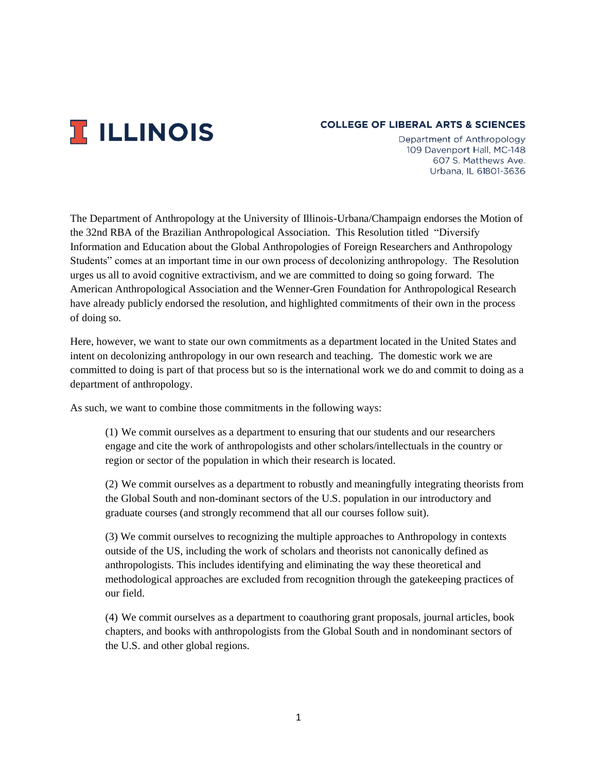**ILLINOIS**

**COLLEGE OF LIBERAL ARTS & SCIENCES**

Department of Anthropology
109 Davenport Hall, MC-148
607 S. Matthews Ave.
Urbana, IL 61801-3636

The Department of Anthropology at the University of Illinois-Urbana/Champaign endorses the Motion of the 32nd RBA of the Brazilian Anthropological Association. This Resolution titled "Diversify Information and Education about the Global Anthropologies of Foreign Researchers and Anthropology Students" comes at an important time in our own process of decolonizing anthropology. The Resolution urges us all to avoid cognitive extractivism, and we are committed to doing so going forward. The American Anthropological Association and the Wenner-Gren Foundation for Anthropological Research have already publicly endorsed the resolution, and highlighted commitments of their own in the process of doing so.

Here, however, we want to state our own commitments as a department located in the United States and intent on decolonizing anthropology in our own research and teaching. The domestic work we are committed to doing is part of that process but so is the international work we do and commit to doing as a department of anthropology.

As such, we want to combine those commitments in the following ways:

(1) We commit ourselves as a department to ensuring that our students and our researchers engage and cite the work of anthropologists and other scholars/intellectuals in the country or region or sector of the population in which their research is located.

(2) We commit ourselves as a department to robustly and meaningfully integrating theorists from the Global South and non-dominant sectors of the U.S. population in our introductory and graduate courses (and strongly recommend that all our courses follow suit).

(3) We commit ourselves to recognizing the multiple approaches to Anthropology in contexts outside of the US, including the work of scholars and theorists not canonically defined as anthropologists. This includes identifying and eliminating the way these theoretical and methodological approaches are excluded from recognition through the gatekeeping practices of our field.

(4) We commit ourselves as a department to coauthoring grant proposals, journal articles, book chapters, and books with anthropologists from the Global South and in nondominant sectors of the U.S. and other global regions.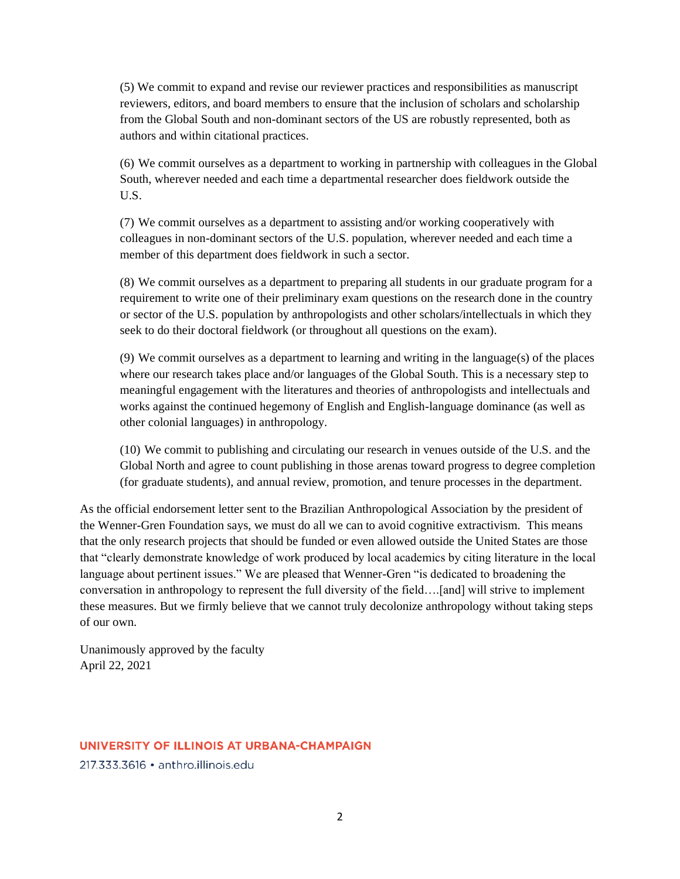(5) We commit to expand and revise our reviewer practices and responsibilities as manuscript reviewers, editors, and board members to ensure that the inclusion of scholars and scholarship from the Global South and non-dominant sectors of the US are robustly represented, both as authors and within citational practices.

(6) We commit ourselves as a department to working in partnership with colleagues in the Global South, wherever needed and each time a departmental researcher does fieldwork outside the U.S.

(7) We commit ourselves as a department to assisting and/or working cooperatively with colleagues in non-dominant sectors of the U.S. population, wherever needed and each time a member of this department does fieldwork in such a sector.

(8) We commit ourselves as a department to preparing all students in our graduate program for a requirement to write one of their preliminary exam questions on the research done in the country or sector of the U.S. population by anthropologists and other scholars/intellectuals in which they seek to do their doctoral fieldwork (or throughout all questions on the exam).

(9) We commit ourselves as a department to learning and writing in the language(s) of the places where our research takes place and/or languages of the Global South. This is a necessary step to meaningful engagement with the literatures and theories of anthropologists and intellectuals and works against the continued hegemony of English and English-language dominance (as well as other colonial languages) in anthropology.

(10) We commit to publishing and circulating our research in venues outside of the U.S. and the Global North and agree to count publishing in those arenas toward progress to degree completion (for graduate students), and annual review, promotion, and tenure processes in the department.

As the official endorsement letter sent to the Brazilian Anthropological Association by the president of the Wenner-Gren Foundation says, we must do all we can to avoid cognitive extractivism. This means that the only research projects that should be funded or even allowed outside the United States are those that "clearly demonstrate knowledge of work produced by local academics by citing literature in the local language about pertinent issues." We are pleased that Wenner-Gren "is dedicated to broadening the conversation in anthropology to represent the full diversity of the field….[and] will strive to implement these measures. But we firmly believe that we cannot truly decolonize anthropology without taking steps of our own.

Unanimously approved by the faculty
April 22, 2021

UNIVERSITY OF ILLINOIS AT URBANA-CHAMPAIGN
217.333.3616 • anthro.illinois.edu